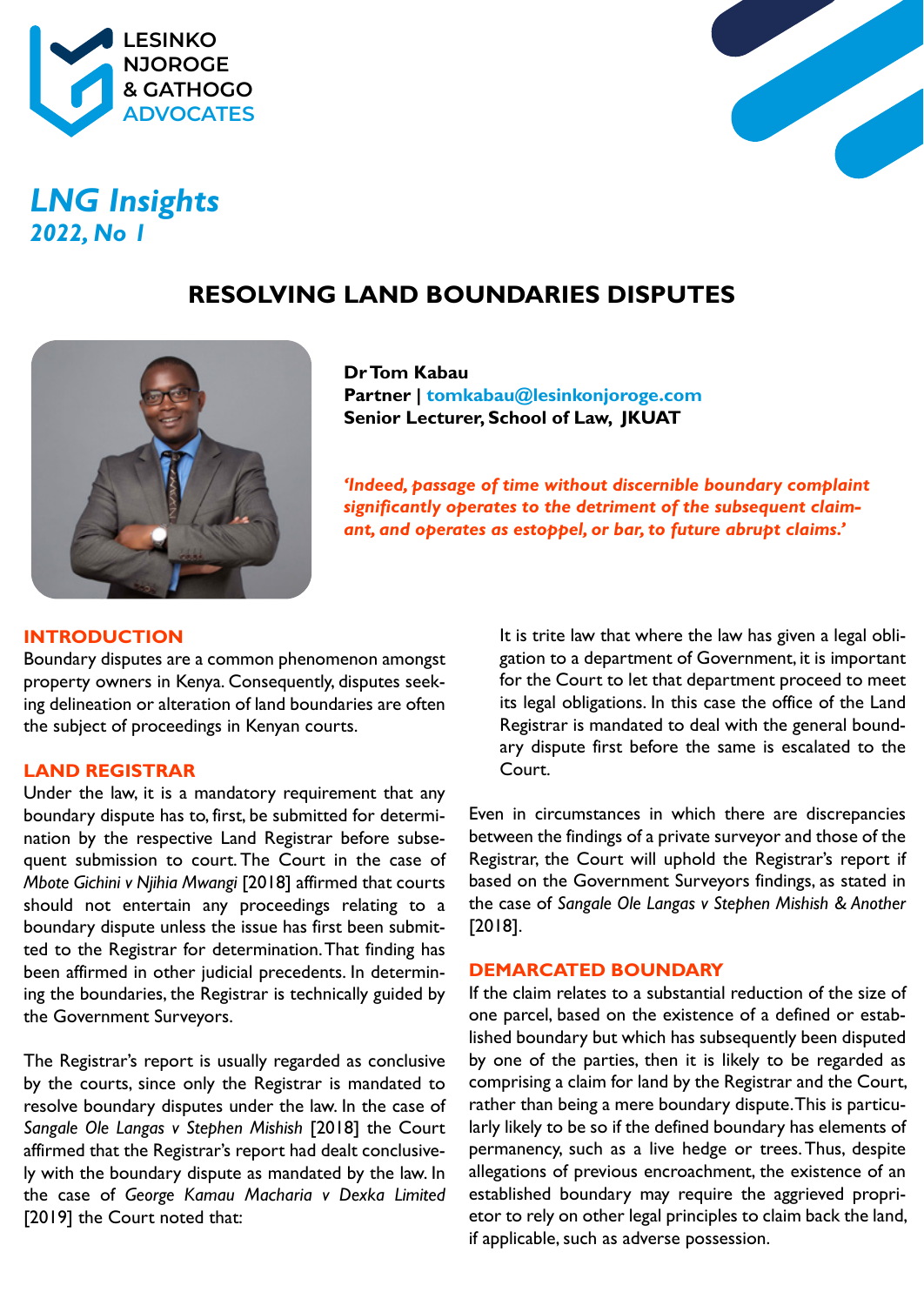LESINKO NJOROGE & GATHOGO ADVOCATES

*LNG Insights*
*2022, No I*

# RESOLVING LAND BOUNDARIES DISPUTES

**Dr Tom Kabau**
**Partner | tomkabau@lesinkonjoroge.com**
**Senior Lecturer, School of Law, JKUAT**

*'Indeed, passage of time without discernible boundary complaint significantly operates to the detriment of the subsequent claimant, and operates as estoppel, or bar, to future abrupt claims.'*

## INTRODUCTION

Boundary disputes are a common phenomenon amongst property owners in Kenya. Consequently, disputes seeking delineation or alteration of land boundaries are often the subject of proceedings in Kenyan courts.

## LAND REGISTRAR

Under the law, it is a mandatory requirement that any boundary dispute has to, first, be submitted for determination by the respective Land Registrar before subsequent submission to court. The Court in the case of *Mbote Gichini v Njihia Mwangi* [2018] affirmed that courts should not entertain any proceedings relating to a boundary dispute unless the issue has first been submitted to the Registrar for determination. That finding has been affirmed in other judicial precedents. In determining the boundaries, the Registrar is technically guided by the Government Surveyors.

The Registrar's report is usually regarded as conclusive by the courts, since only the Registrar is mandated to resolve boundary disputes under the law. In the case of *Sangale Ole Langas v Stephen Mishish* [2018] the Court affirmed that the Registrar's report had dealt conclusively with the boundary dispute as mandated by the law. In the case of *George Kamau Macharia v Dexka Limited* [2019] the Court noted that:

> It is trite law that where the law has given a legal obligation to a department of Government, it is important for the Court to let that department proceed to meet its legal obligations. In this case the office of the Land Registrar is mandated to deal with the general boundary dispute first before the same is escalated to the Court.

Even in circumstances in which there are discrepancies between the findings of a private surveyor and those of the Registrar, the Court will uphold the Registrar's report if based on the Government Surveyors findings, as stated in the case of *Sangale Ole Langas v Stephen Mishish & Another* [2018].

## DEMARCATED BOUNDARY

If the claim relates to a substantial reduction of the size of one parcel, based on the existence of a defined or established boundary but which has subsequently been disputed by one of the parties, then it is likely to be regarded as comprising a claim for land by the Registrar and the Court, rather than being a mere boundary dispute. This is particularly likely to be so if the defined boundary has elements of permanency, such as a live hedge or trees. Thus, despite allegations of previous encroachment, the existence of an established boundary may require the aggrieved proprietor to rely on other legal principles to claim back the land, if applicable, such as adverse possession.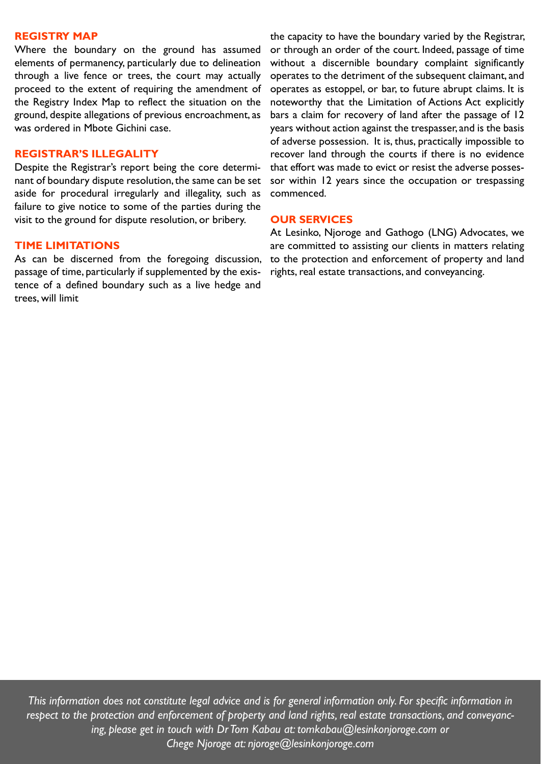## REGISTRY MAP

Where the boundary on the ground has assumed elements of permanency, particularly due to delineation through a live fence or trees, the court may actually proceed to the extent of requiring the amendment of the Registry Index Map to reflect the situation on the ground, despite allegations of previous encroachment, as was ordered in Mbote Gichini case.

## REGISTRAR'S ILLEGALITY

Despite the Registrar's report being the core determinant of boundary dispute resolution, the same can be set aside for procedural irregularly and illegality, such as failure to give notice to some of the parties during the visit to the ground for dispute resolution, or bribery.

## TIME LIMITATIONS

As can be discerned from the foregoing discussion, passage of time, particularly if supplemented by the existence of a defined boundary such as a live hedge and trees, will limit the capacity to have the boundary varied by the Registrar, or through an order of the court. Indeed, passage of time without a discernible boundary complaint significantly operates to the detriment of the subsequent claimant, and operates as estoppel, or bar, to future abrupt claims. It is noteworthy that the Limitation of Actions Act explicitly bars a claim for recovery of land after the passage of 12 years without action against the trespasser, and is the basis of adverse possession. It is, thus, practically impossible to recover land through the courts if there is no evidence that effort was made to evict or resist the adverse possessor within 12 years since the occupation or trespassing commenced.

## OUR SERVICES

At Lesinko, Njoroge and Gathogo (LNG) Advocates, we are committed to assisting our clients in matters relating to the protection and enforcement of property and land rights, real estate transactions, and conveyancing.

*This information does not constitute legal advice and is for general information only. For specific information in respect to the protection and enforcement of property and land rights, real estate transactions, and conveyancing, please get in touch with Dr Tom Kabau at: tomkabau@lesinkonjoroge.com or Chege Njoroge at: njoroge@lesinkonjoroge.com*